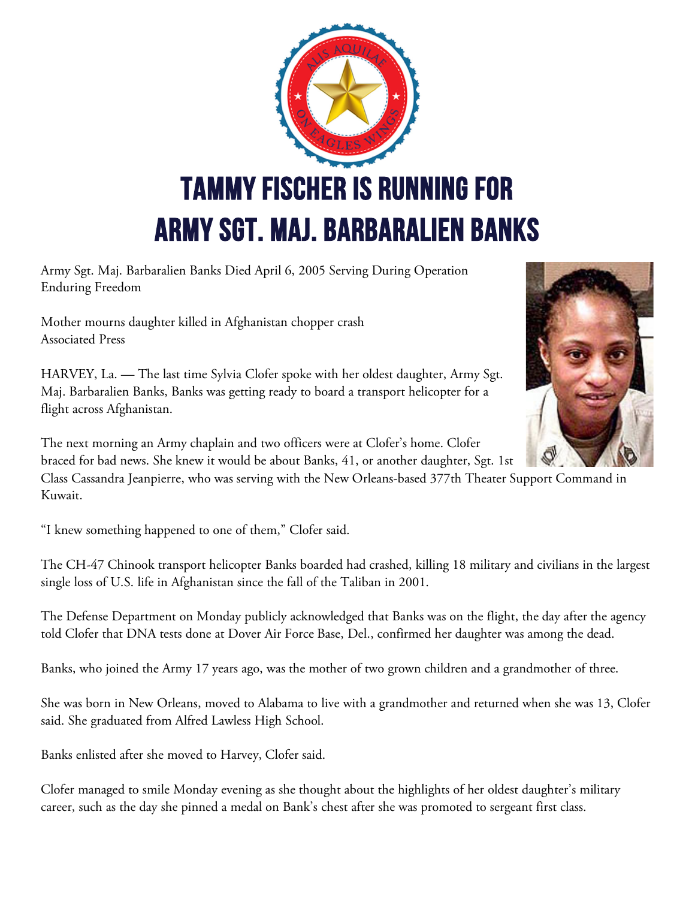# TAMMY FISCHER IS RUNNING FOR ARMY SGT. MAJ. BARBARALIEN BANKS

Army Sgt. Maj. Barbaralien Banks Died April 6, 2005 Serving During Operation Enduring Freedom

Mother mourns daughter killed in Afghanistan chopper crash
Associated Press

HARVEY, La. — The last time Sylvia Clofer spoke with her oldest daughter, Army Sgt. Maj. Barbaralien Banks, Banks was getting ready to board a transport helicopter for a flight across Afghanistan.

The next morning an Army chaplain and two officers were at Clofer's home. Clofer braced for bad news. She knew it would be about Banks, 41, or another daughter, Sgt. 1st Class Cassandra Jeanpierre, who was serving with the New Orleans-based 377th Theater Support Command in Kuwait.

"I knew something happened to one of them," Clofer said.

The CH-47 Chinook transport helicopter Banks boarded had crashed, killing 18 military and civilians in the largest single loss of U.S. life in Afghanistan since the fall of the Taliban in 2001.

The Defense Department on Monday publicly acknowledged that Banks was on the flight, the day after the agency told Clofer that DNA tests done at Dover Air Force Base, Del., confirmed her daughter was among the dead.

Banks, who joined the Army 17 years ago, was the mother of two grown children and a grandmother of three.

She was born in New Orleans, moved to Alabama to live with a grandmother and returned when she was 13, Clofer said. She graduated from Alfred Lawless High School.

Banks enlisted after she moved to Harvey, Clofer said.

Clofer managed to smile Monday evening as she thought about the highlights of her oldest daughter's military career, such as the day she pinned a medal on Bank's chest after she was promoted to sergeant first class.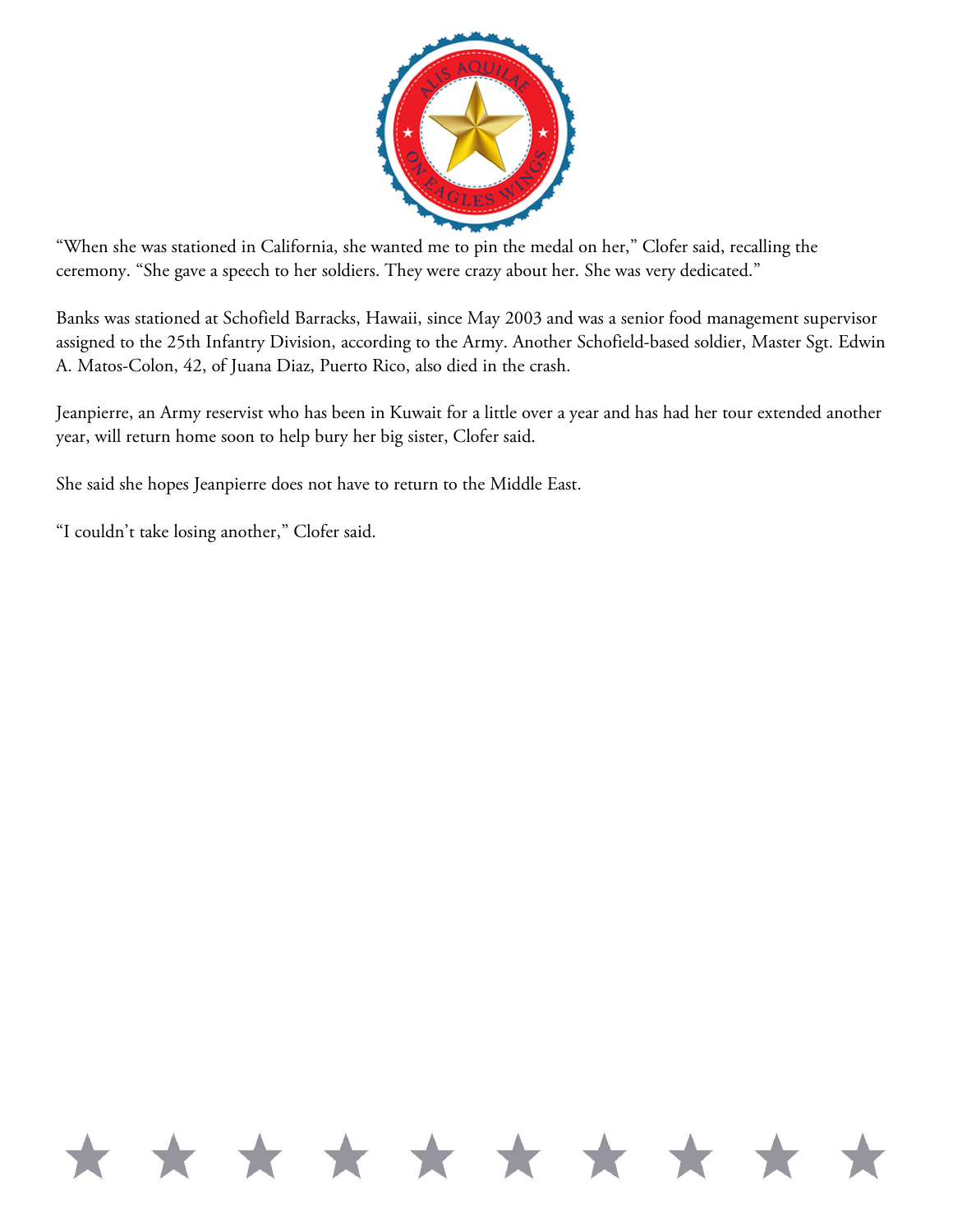"When she was stationed in California, she wanted me to pin the medal on her," Clofer said, recalling the ceremony. "She gave a speech to her soldiers. They were crazy about her. She was very dedicated."

Banks was stationed at Schofield Barracks, Hawaii, since May 2003 and was a senior food management supervisor assigned to the 25th Infantry Division, according to the Army. Another Schofield-based soldier, Master Sgt. Edwin A. Matos-Colon, 42, of Juana Diaz, Puerto Rico, also died in the crash.

Jeanpierre, an Army reservist who has been in Kuwait for a little over a year and has had her tour extended another year, will return home soon to help bury her big sister, Clofer said.

She said she hopes Jeanpierre does not have to return to the Middle East.

"I couldn't take losing another," Clofer said.